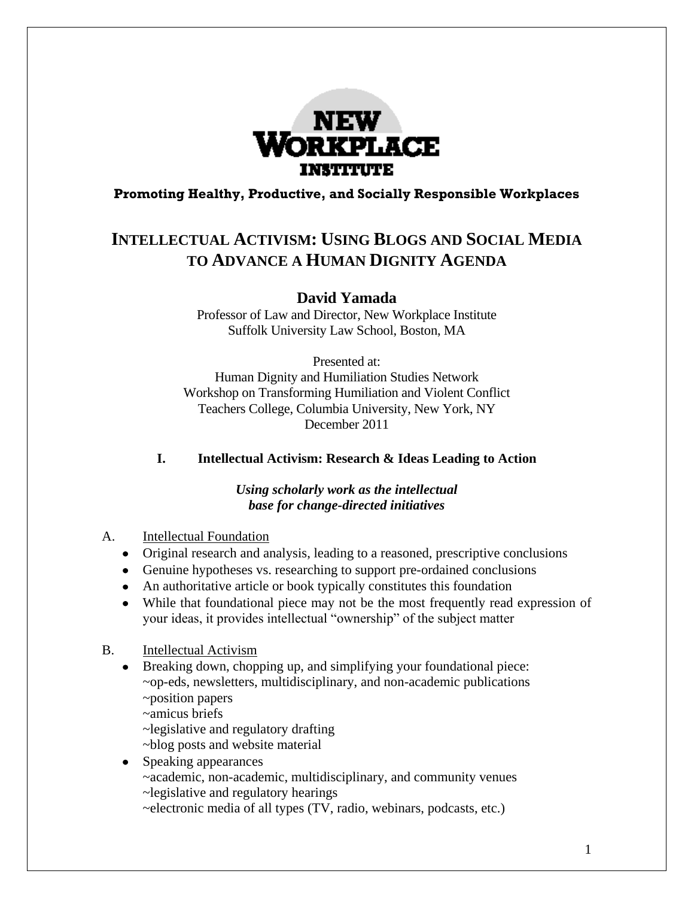NEW WORKPLACE INSTITUTE

**Promoting Healthy, Productive, and Socially Responsible Workplaces**

# INTELLECTUAL ACTIVISM: USING BLOGS AND SOCIAL MEDIA TO ADVANCE A HUMAN DIGNITY AGENDA

**David Yamada**

Professor of Law and Director, New Workplace Institute
Suffolk University Law School, Boston, MA

Presented at:
Human Dignity and Humiliation Studies Network
Workshop on Transforming Humiliation and Violent Conflict
Teachers College, Columbia University, New York, NY
December 2011

## I. Intellectual Activism: Research & Ideas Leading to Action

***Using scholarly work as the intellectual base for change-directed initiatives***

A. Intellectual Foundation

- Original research and analysis, leading to a reasoned, prescriptive conclusions
- Genuine hypotheses vs. researching to support pre-ordained conclusions
- An authoritative article or book typically constitutes this foundation
- While that foundational piece may not be the most frequently read expression of your ideas, it provides intellectual "ownership" of the subject matter

B. Intellectual Activism

- Breaking down, chopping up, and simplifying your foundational piece:
  ~op-eds, newsletters, multidisciplinary, and non-academic publications
  ~position papers
  ~amicus briefs
  ~legislative and regulatory drafting
  ~blog posts and website material
- Speaking appearances
  ~academic, non-academic, multidisciplinary, and community venues
  ~legislative and regulatory hearings
  ~electronic media of all types (TV, radio, webinars, podcasts, etc.)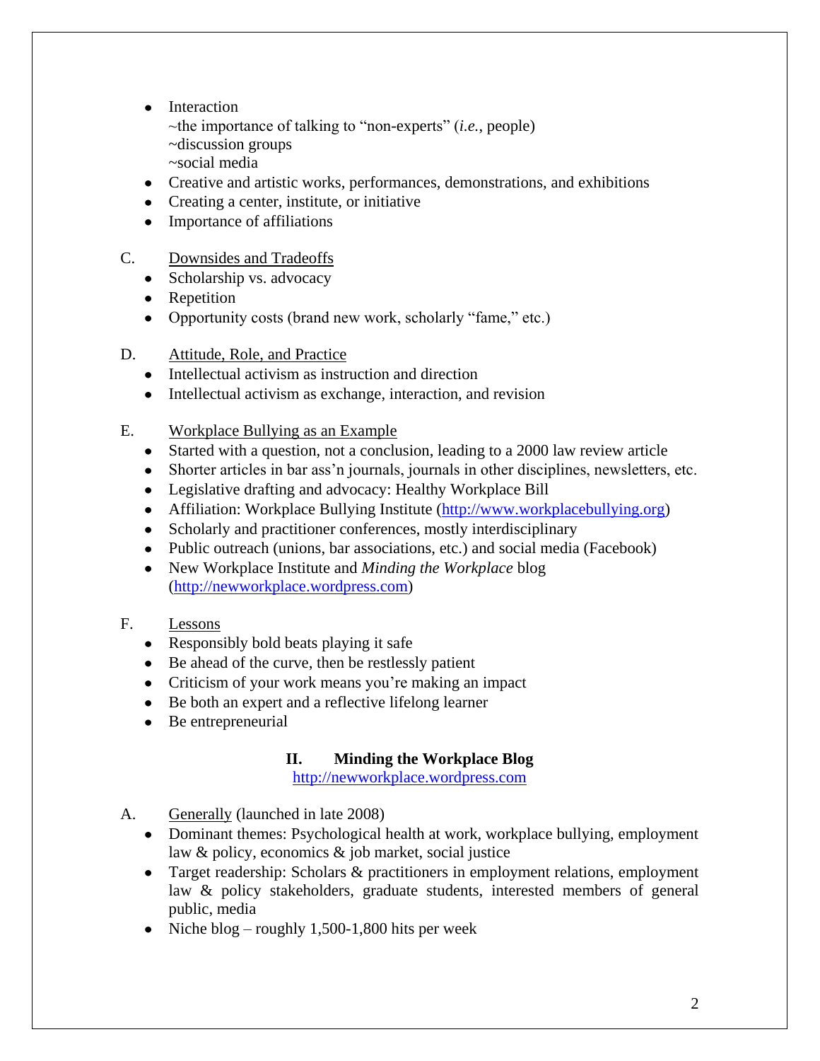- Interaction
  ~the importance of talking to "non-experts" (*i.e.*, people)
  ~discussion groups
  ~social media
- Creative and artistic works, performances, demonstrations, and exhibitions
- Creating a center, institute, or initiative
- Importance of affiliations

C. <u>Downsides and Tradeoffs</u>

- Scholarship vs. advocacy
- Repetition
- Opportunity costs (brand new work, scholarly "fame," etc.)

D. <u>Attitude, Role, and Practice</u>

- Intellectual activism as instruction and direction
- Intellectual activism as exchange, interaction, and revision

E. <u>Workplace Bullying as an Example</u>

- Started with a question, not a conclusion, leading to a 2000 law review article
- Shorter articles in bar ass'n journals, journals in other disciplines, newsletters, etc.
- Legislative drafting and advocacy: Healthy Workplace Bill
- Affiliation: Workplace Bullying Institute (http://www.workplacebullying.org)
- Scholarly and practitioner conferences, mostly interdisciplinary
- Public outreach (unions, bar associations, etc.) and social media (Facebook)
- New Workplace Institute and *Minding the Workplace* blog (http://newworkplace.wordpress.com)

F. <u>Lessons</u>

- Responsibly bold beats playing it safe
- Be ahead of the curve, then be restlessly patient
- Criticism of your work means you're making an impact
- Be both an expert and a reflective lifelong learner
- Be entrepreneurial

## II. Minding the Workplace Blog

http://newworkplace.wordpress.com

A. <u>Generally</u> (launched in late 2008)

- Dominant themes: Psychological health at work, workplace bullying, employment law & policy, economics & job market, social justice
- Target readership: Scholars & practitioners in employment relations, employment law & policy stakeholders, graduate students, interested members of general public, media
- Niche blog – roughly 1,500-1,800 hits per week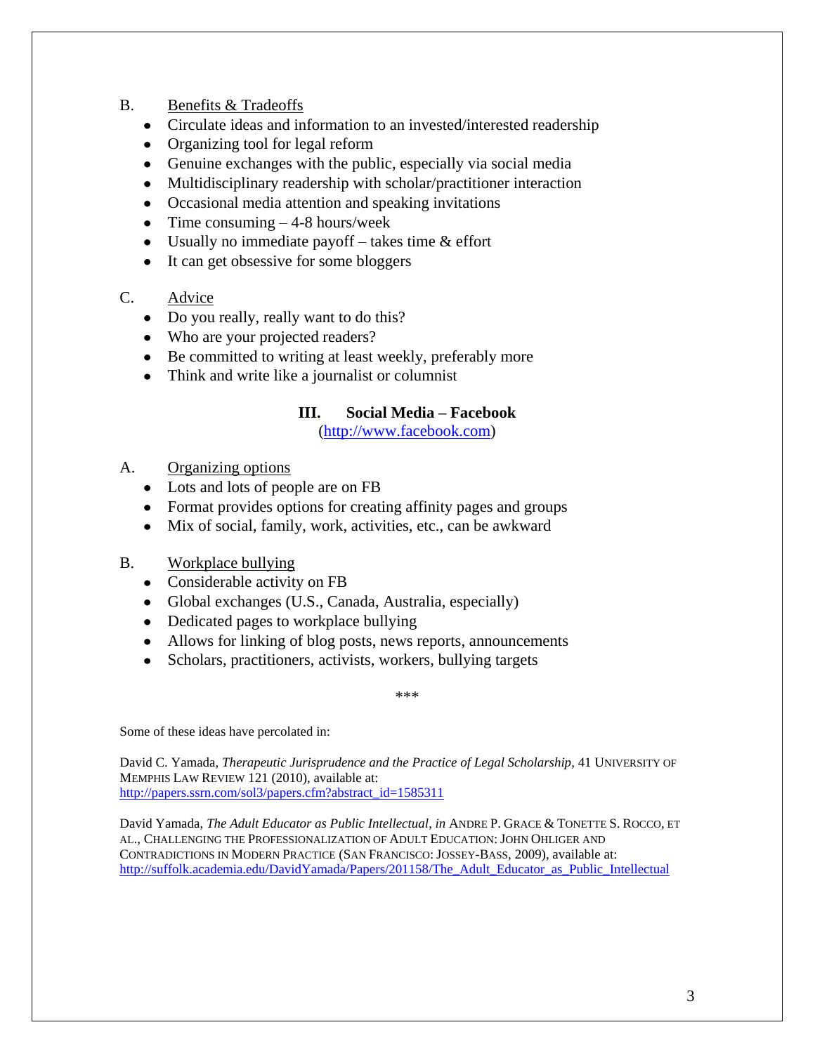B. Benefits & Tradeoffs

- Circulate ideas and information to an invested/interested readership
- Organizing tool for legal reform
- Genuine exchanges with the public, especially via social media
- Multidisciplinary readership with scholar/practitioner interaction
- Occasional media attention and speaking invitations
- Time consuming – 4-8 hours/week
- Usually no immediate payoff – takes time & effort
- It can get obsessive for some bloggers

C. Advice

- Do you really, really want to do this?
- Who are your projected readers?
- Be committed to writing at least weekly, preferably more
- Think and write like a journalist or columnist

## III. Social Media – Facebook

(http://www.facebook.com)

A. Organizing options

- Lots and lots of people are on FB
- Format provides options for creating affinity pages and groups
- Mix of social, family, work, activities, etc., can be awkward

B. Workplace bullying

- Considerable activity on FB
- Global exchanges (U.S., Canada, Australia, especially)
- Dedicated pages to workplace bullying
- Allows for linking of blog posts, news reports, announcements
- Scholars, practitioners, activists, workers, bullying targets

***

Some of these ideas have percolated in:

David C. Yamada, *Therapeutic Jurisprudence and the Practice of Legal Scholarship*, 41 UNIVERSITY OF MEMPHIS LAW REVIEW 121 (2010), available at: http://papers.ssrn.com/sol3/papers.cfm?abstract_id=1585311

David Yamada, *The Adult Educator as Public Intellectual*, *in* ANDRE P. GRACE & TONETTE S. ROCCO, ET AL., CHALLENGING THE PROFESSIONALIZATION OF ADULT EDUCATION: JOHN OHLIGER AND CONTRADICTIONS IN MODERN PRACTICE (SAN FRANCISCO: JOSSEY-BASS, 2009), available at: http://suffolk.academia.edu/DavidYamada/Papers/201158/The_Adult_Educator_as_Public_Intellectual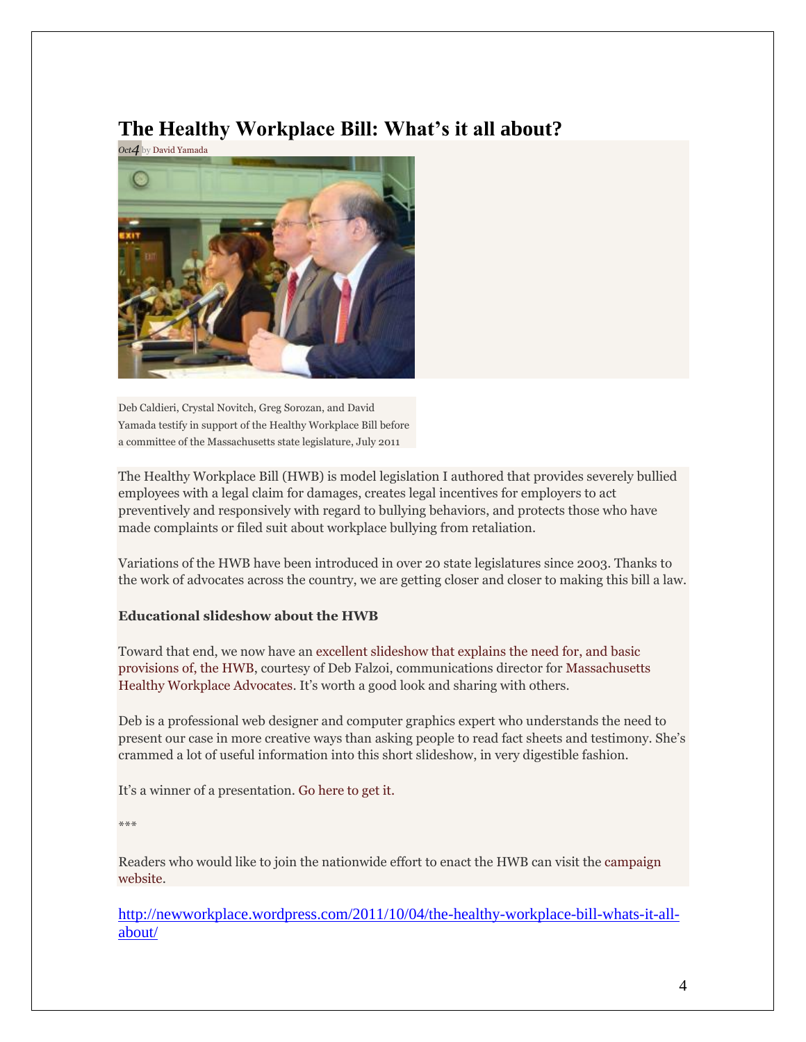# The Healthy Workplace Bill: What's it all about?

*Oct 4* by David Yamada

Deb Caldieri, Crystal Novitch, Greg Sorozan, and David Yamada testify in support of the Healthy Workplace Bill before a committee of the Massachusetts state legislature, July 2011

The Healthy Workplace Bill (HWB) is model legislation I authored that provides severely bullied employees with a legal claim for damages, creates legal incentives for employers to act preventively and responsively with regard to bullying behaviors, and protects those who have made complaints or filed suit about workplace bullying from retaliation.

Variations of the HWB have been introduced in over 20 state legislatures since 2003. Thanks to the work of advocates across the country, we are getting closer and closer to making this bill a law.

**Educational slideshow about the HWB**

Toward that end, we now have an excellent slideshow that explains the need for, and basic provisions of, the HWB, courtesy of Deb Falzoi, communications director for Massachusetts Healthy Workplace Advocates. It's worth a good look and sharing with others.

Deb is a professional web designer and computer graphics expert who understands the need to present our case in more creative ways than asking people to read fact sheets and testimony. She's crammed a lot of useful information into this short slideshow, in very digestible fashion.

It's a winner of a presentation. Go here to get it.

***

Readers who would like to join the nationwide effort to enact the HWB can visit the campaign website.

http://newworkplace.wordpress.com/2011/10/04/the-healthy-workplace-bill-whats-it-all-about/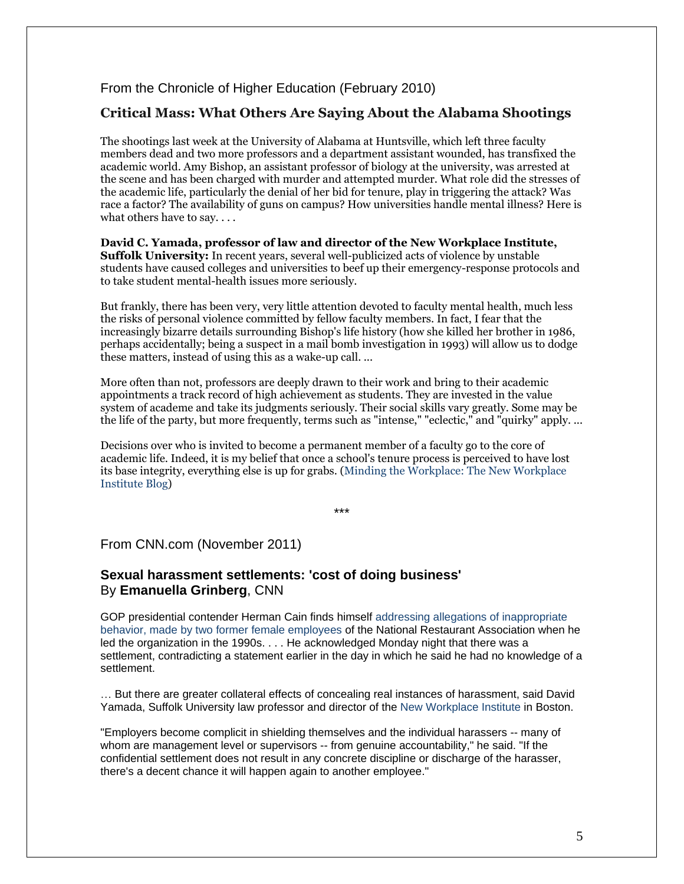From the Chronicle of Higher Education (February 2010)

## Critical Mass: What Others Are Saying About the Alabama Shootings

The shootings last week at the University of Alabama at Huntsville, which left three faculty members dead and two more professors and a department assistant wounded, has transfixed the academic world. Amy Bishop, an assistant professor of biology at the university, was arrested at the scene and has been charged with murder and attempted murder. What role did the stresses of the academic life, particularly the denial of her bid for tenure, play in triggering the attack? Was race a factor? The availability of guns on campus? How universities handle mental illness? Here is what others have to say. . . .

**David C. Yamada, professor of law and director of the New Workplace Institute, Suffolk University:** In recent years, several well-publicized acts of violence by unstable students have caused colleges and universities to beef up their emergency-response protocols and to take student mental-health issues more seriously.

But frankly, there has been very, very little attention devoted to faculty mental health, much less the risks of personal violence committed by fellow faculty members. In fact, I fear that the increasingly bizarre details surrounding Bishop's life history (how she killed her brother in 1986, perhaps accidentally; being a suspect in a mail bomb investigation in 1993) will allow us to dodge these matters, instead of using this as a wake-up call. ...

More often than not, professors are deeply drawn to their work and bring to their academic appointments a track record of high achievement as students. They are invested in the value system of academe and take its judgments seriously. Their social skills vary greatly. Some may be the life of the party, but more frequently, terms such as "intense," "eclectic," and "quirky" apply. ...

Decisions over who is invited to become a permanent member of a faculty go to the core of academic life. Indeed, it is my belief that once a school's tenure process is perceived to have lost its base integrity, everything else is up for grabs. (Minding the Workplace: The New Workplace Institute Blog)

***

From CNN.com (November 2011)

## Sexual harassment settlements: 'cost of doing business'

By **Emanuella Grinberg**, CNN

GOP presidential contender Herman Cain finds himself addressing allegations of inappropriate behavior, made by two former female employees of the National Restaurant Association when he led the organization in the 1990s. . . . He acknowledged Monday night that there was a settlement, contradicting a statement earlier in the day in which he said he had no knowledge of a settlement.

… But there are greater collateral effects of concealing real instances of harassment, said David Yamada, Suffolk University law professor and director of the New Workplace Institute in Boston.

"Employers become complicit in shielding themselves and the individual harassers -- many of whom are management level or supervisors -- from genuine accountability," he said. "If the confidential settlement does not result in any concrete discipline or discharge of the harasser, there's a decent chance it will happen again to another employee."